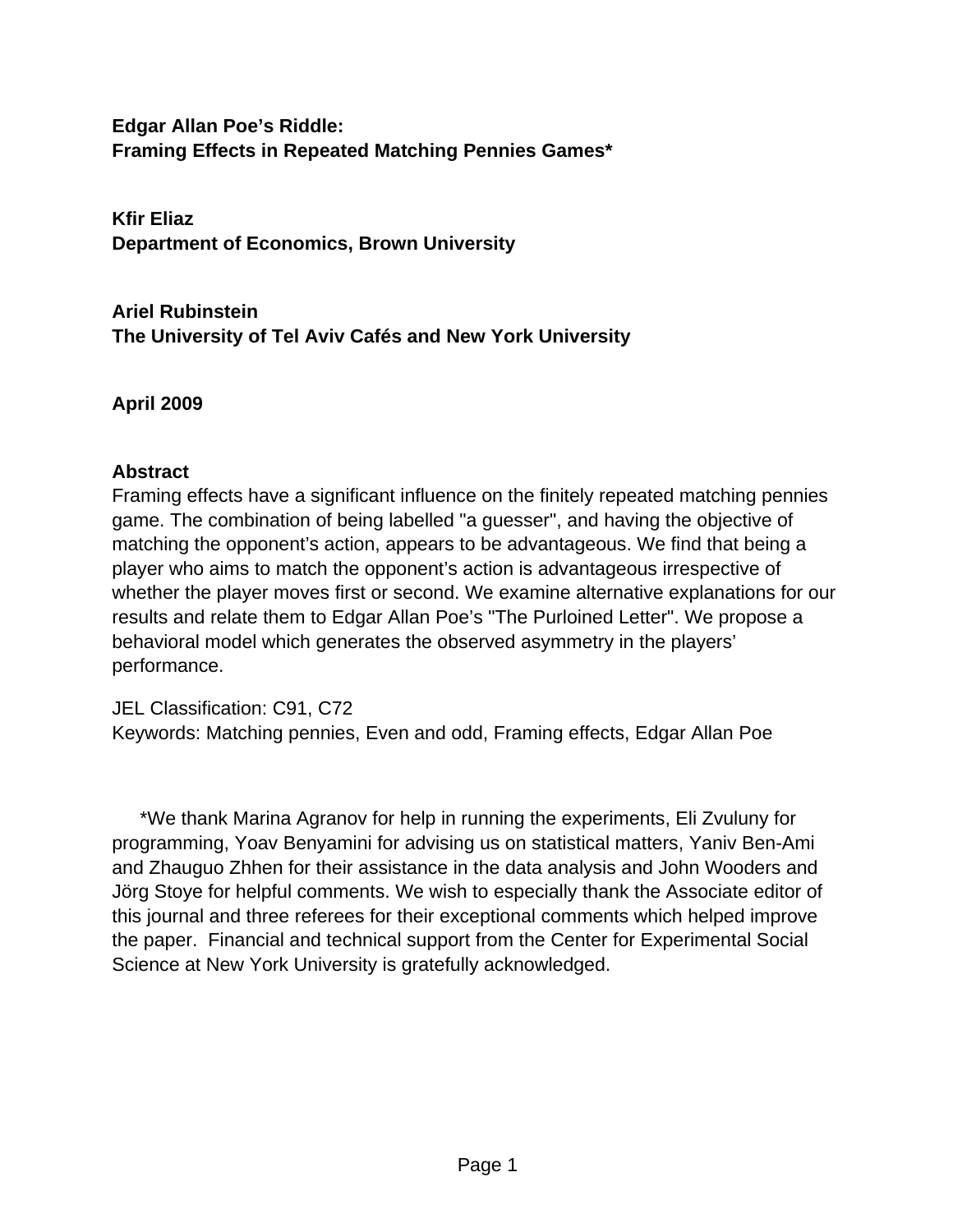# Edgar Allan Poe's Riddle:
# Framing Effects in Repeated Matching Pennies Games*

**Kfir Eliaz**
**Department of Economics, Brown University**

**Ariel Rubinstein**
**The University of Tel Aviv Cafés and New York University**

**April 2009**

## Abstract

Framing effects have a significant influence on the finitely repeated matching pennies game. The combination of being labelled "a guesser", and having the objective of matching the opponent's action, appears to be advantageous. We find that being a player who aims to match the opponent's action is advantageous irrespective of whether the player moves first or second. We examine alternative explanations for our results and relate them to Edgar Allan Poe's "The Purloined Letter". We propose a behavioral model which generates the observed asymmetry in the players' performance.

JEL Classification: C91, C72
Keywords: Matching pennies, Even and odd, Framing effects, Edgar Allan Poe

*We thank Marina Agranov for help in running the experiments, Eli Zvuluny for programming, Yoav Benyamini for advising us on statistical matters, Yaniv Ben-Ami and Zhauguo Zhhen for their assistance in the data analysis and John Wooders and Jörg Stoye for helpful comments. We wish to especially thank the Associate editor of this journal and three referees for their exceptional comments which helped improve the paper. Financial and technical support from the Center for Experimental Social Science at New York University is gratefully acknowledged.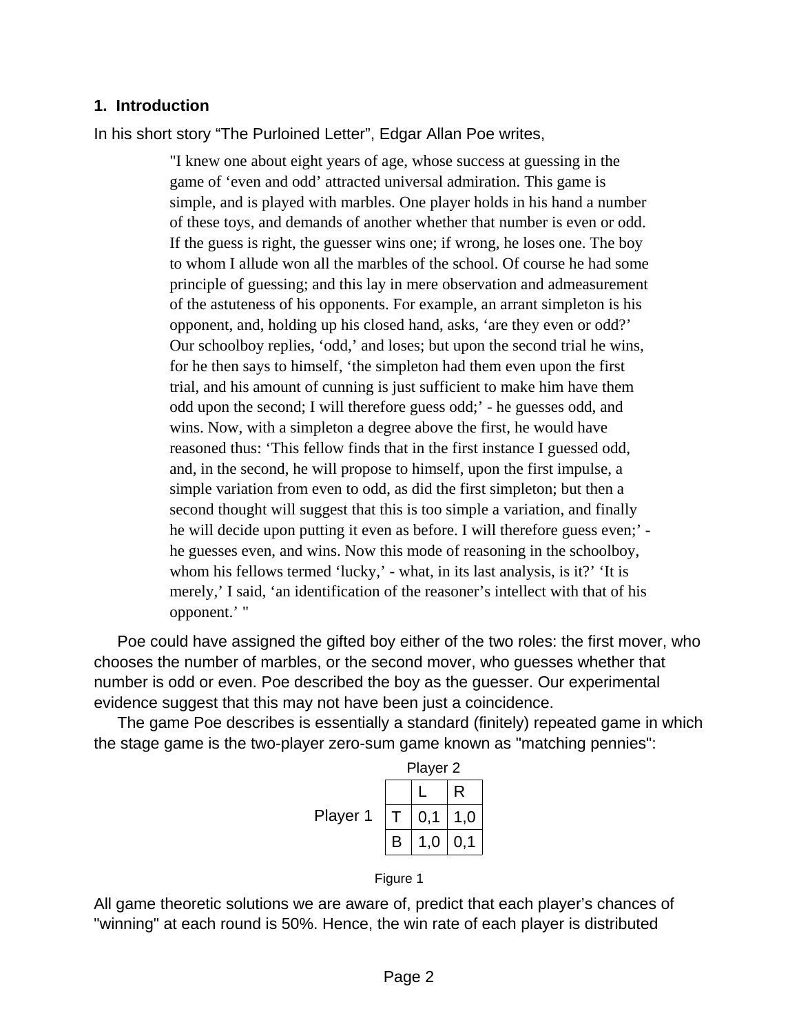## 1. Introduction

In his short story “The Purloined Letter”, Edgar Allan Poe writes,

> "I knew one about eight years of age, whose success at guessing in the game of ‘even and odd’ attracted universal admiration. This game is simple, and is played with marbles. One player holds in his hand a number of these toys, and demands of another whether that number is even or odd. If the guess is right, the guesser wins one; if wrong, he loses one. The boy to whom I allude won all the marbles of the school. Of course he had some principle of guessing; and this lay in mere observation and admeasurement of the astuteness of his opponents. For example, an arrant simpleton is his opponent, and, holding up his closed hand, asks, ‘are they even or odd?’ Our schoolboy replies, ‘odd,’ and loses; but upon the second trial he wins, for he then says to himself, ‘the simpleton had them even upon the first trial, and his amount of cunning is just sufficient to make him have them odd upon the second; I will therefore guess odd;’ - he guesses odd, and wins. Now, with a simpleton a degree above the first, he would have reasoned thus: ‘This fellow finds that in the first instance I guessed odd, and, in the second, he will propose to himself, upon the first impulse, a simple variation from even to odd, as did the first simpleton; but then a second thought will suggest that this is too simple a variation, and finally he will decide upon putting it even as before. I will therefore guess even;’ - he guesses even, and wins. Now this mode of reasoning in the schoolboy, whom his fellows termed ‘lucky,’ - what, in its last analysis, is it?’ ‘It is merely,’ I said, ‘an identification of the reasoner’s intellect with that of his opponent.’ "

Poe could have assigned the gifted boy either of the two roles: the first mover, who chooses the number of marbles, or the second mover, who guesses whether that number is odd or even. Poe described the boy as the guesser. Our experimental evidence suggest that this may not have been just a coincidence.

The game Poe describes is essentially a standard (finitely) repeated game in which the stage game is the two-player zero-sum game known as "matching pennies":

| | | Player 2 | |
|---|---|---|---|
| | | L | R |
| Player 1 | T | 0,1 | 1,0 |
| | B | 1,0 | 0,1 |

Figure 1

All game theoretic solutions we are aware of, predict that each player’s chances of "winning" at each round is 50%. Hence, the win rate of each player is distributed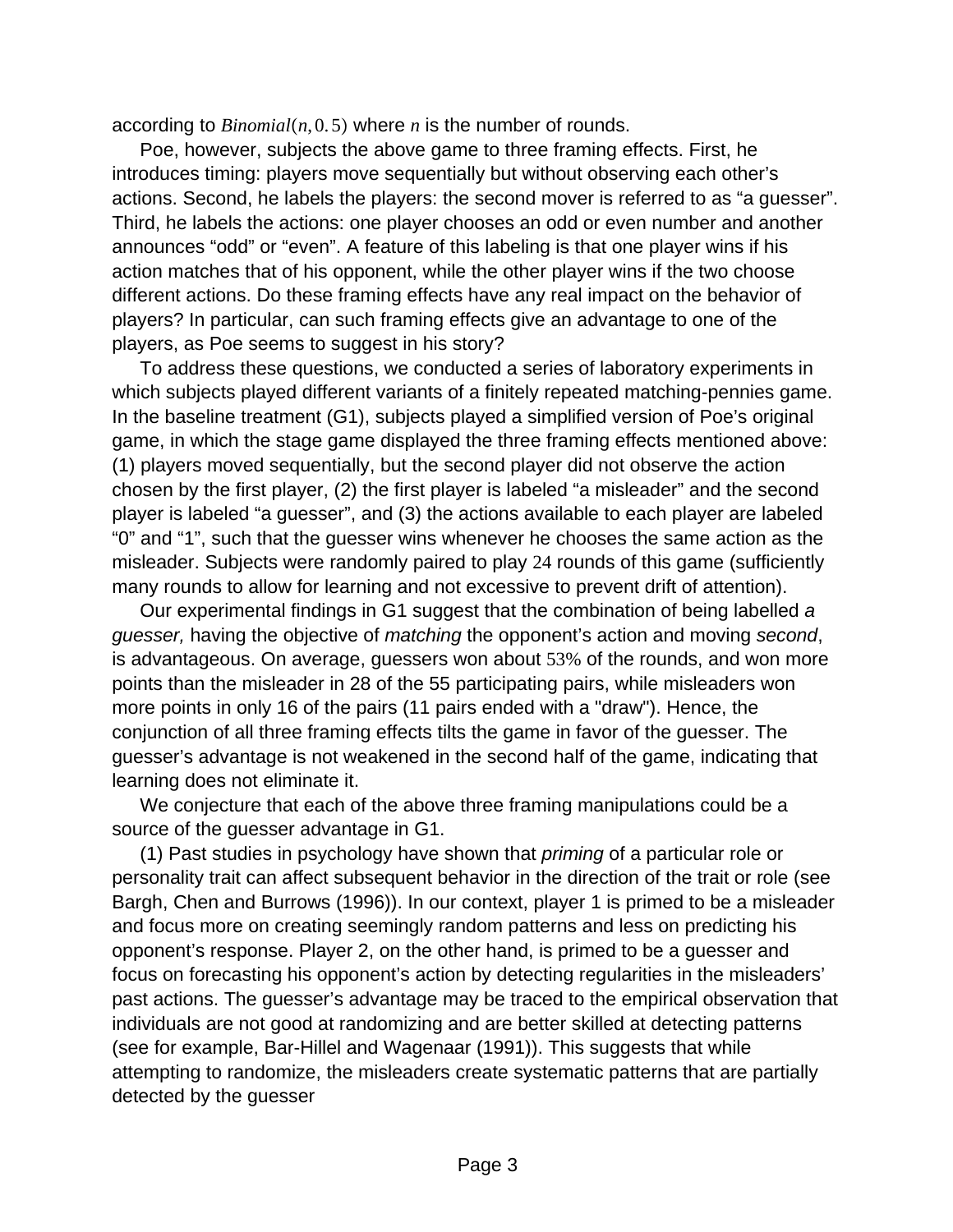according to $Binomial(n, 0.5)$ where $n$ is the number of rounds.

Poe, however, subjects the above game to three framing effects. First, he introduces timing: players move sequentially but without observing each other's actions. Second, he labels the players: the second mover is referred to as "a guesser". Third, he labels the actions: one player chooses an odd or even number and another announces "odd" or "even". A feature of this labeling is that one player wins if his action matches that of his opponent, while the other player wins if the two choose different actions. Do these framing effects have any real impact on the behavior of players? In particular, can such framing effects give an advantage to one of the players, as Poe seems to suggest in his story?

To address these questions, we conducted a series of laboratory experiments in which subjects played different variants of a finitely repeated matching-pennies game. In the baseline treatment (G1), subjects played a simplified version of Poe's original game, in which the stage game displayed the three framing effects mentioned above: (1) players moved sequentially, but the second player did not observe the action chosen by the first player, (2) the first player is labeled "a misleader" and the second player is labeled "a guesser", and (3) the actions available to each player are labeled "0" and "1", such that the guesser wins whenever he chooses the same action as the misleader. Subjects were randomly paired to play 24 rounds of this game (sufficiently many rounds to allow for learning and not excessive to prevent drift of attention).

Our experimental findings in G1 suggest that the combination of being labelled *a guesser,* having the objective of *matching* the opponent's action and moving *second*, is advantageous. On average, guessers won about 53% of the rounds, and won more points than the misleader in 28 of the 55 participating pairs, while misleaders won more points in only 16 of the pairs (11 pairs ended with a "draw"). Hence, the conjunction of all three framing effects tilts the game in favor of the guesser. The guesser's advantage is not weakened in the second half of the game, indicating that learning does not eliminate it.

We conjecture that each of the above three framing manipulations could be a source of the guesser advantage in G1.

(1) Past studies in psychology have shown that *priming* of a particular role or personality trait can affect subsequent behavior in the direction of the trait or role (see Bargh, Chen and Burrows (1996)). In our context, player 1 is primed to be a misleader and focus more on creating seemingly random patterns and less on predicting his opponent's response. Player 2, on the other hand, is primed to be a guesser and focus on forecasting his opponent's action by detecting regularities in the misleaders' past actions. The guesser's advantage may be traced to the empirical observation that individuals are not good at randomizing and are better skilled at detecting patterns (see for example, Bar-Hillel and Wagenaar (1991)). This suggests that while attempting to randomize, the misleaders create systematic patterns that are partially detected by the guesser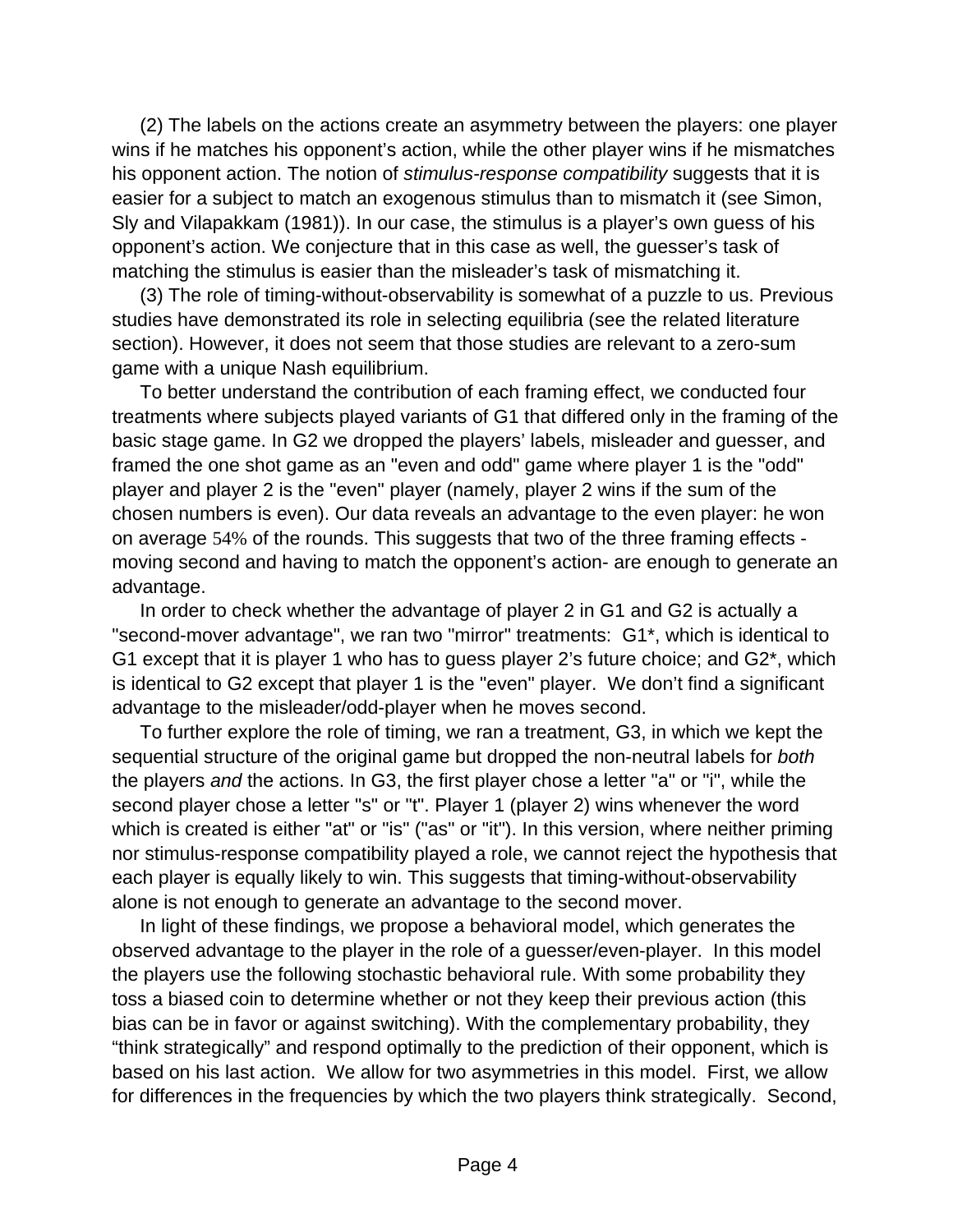(2) The labels on the actions create an asymmetry between the players: one player wins if he matches his opponent's action, while the other player wins if he mismatches his opponent action. The notion of *stimulus-response compatibility* suggests that it is easier for a subject to match an exogenous stimulus than to mismatch it (see Simon, Sly and Vilapakkam (1981)). In our case, the stimulus is a player's own guess of his opponent's action. We conjecture that in this case as well, the guesser's task of matching the stimulus is easier than the misleader's task of mismatching it.

(3) The role of timing-without-observability is somewhat of a puzzle to us. Previous studies have demonstrated its role in selecting equilibria (see the related literature section). However, it does not seem that those studies are relevant to a zero-sum game with a unique Nash equilibrium.

To better understand the contribution of each framing effect, we conducted four treatments where subjects played variants of G1 that differed only in the framing of the basic stage game. In G2 we dropped the players' labels, misleader and guesser, and framed the one shot game as an "even and odd" game where player 1 is the "odd" player and player 2 is the "even" player (namely, player 2 wins if the sum of the chosen numbers is even). Our data reveals an advantage to the even player: he won on average 54% of the rounds. This suggests that two of the three framing effects - moving second and having to match the opponent's action- are enough to generate an advantage.

In order to check whether the advantage of player 2 in G1 and G2 is actually a "second-mover advantage", we ran two "mirror" treatments: G1*, which is identical to G1 except that it is player 1 who has to guess player 2's future choice; and G2*, which is identical to G2 except that player 1 is the "even" player. We don't find a significant advantage to the misleader/odd-player when he moves second.

To further explore the role of timing, we ran a treatment, G3, in which we kept the sequential structure of the original game but dropped the non-neutral labels for *both* the players *and* the actions. In G3, the first player chose a letter "a" or "i", while the second player chose a letter "s" or "t". Player 1 (player 2) wins whenever the word which is created is either "at" or "is" ("as" or "it"). In this version, where neither priming nor stimulus-response compatibility played a role, we cannot reject the hypothesis that each player is equally likely to win. This suggests that timing-without-observability alone is not enough to generate an advantage to the second mover.

In light of these findings, we propose a behavioral model, which generates the observed advantage to the player in the role of a guesser/even-player. In this model the players use the following stochastic behavioral rule. With some probability they toss a biased coin to determine whether or not they keep their previous action (this bias can be in favor or against switching). With the complementary probability, they "think strategically" and respond optimally to the prediction of their opponent, which is based on his last action. We allow for two asymmetries in this model. First, we allow for differences in the frequencies by which the two players think strategically. Second,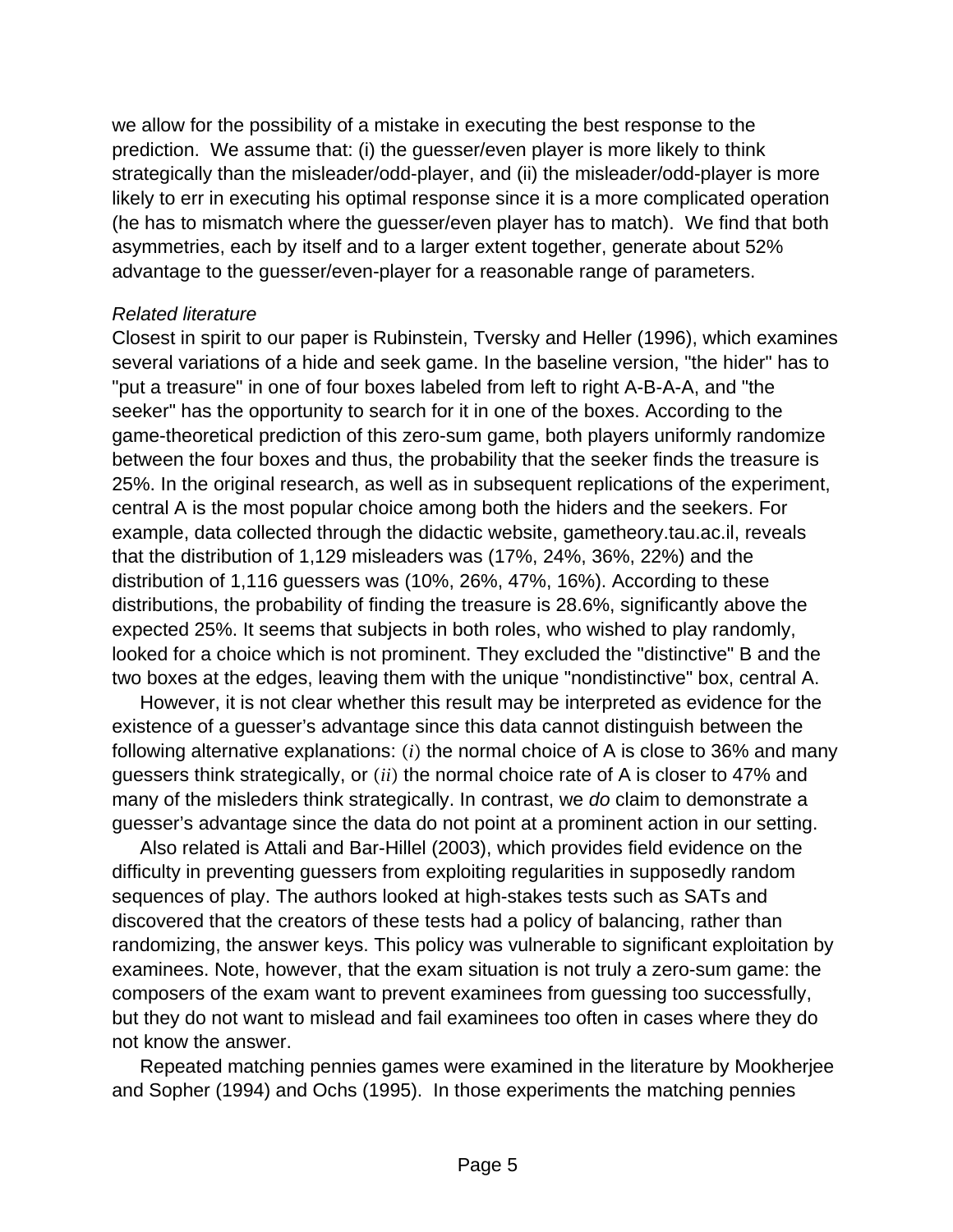we allow for the possibility of a mistake in executing the best response to the prediction. We assume that: (i) the guesser/even player is more likely to think strategically than the misleader/odd-player, and (ii) the misleader/odd-player is more likely to err in executing his optimal response since it is a more complicated operation (he has to mismatch where the guesser/even player has to match). We find that both asymmetries, each by itself and to a larger extent together, generate about 52% advantage to the guesser/even-player for a reasonable range of parameters.

*Related literature*

Closest in spirit to our paper is Rubinstein, Tversky and Heller (1996), which examines several variations of a hide and seek game. In the baseline version, "the hider" has to "put a treasure" in one of four boxes labeled from left to right A-B-A-A, and "the seeker" has the opportunity to search for it in one of the boxes. According to the game-theoretical prediction of this zero-sum game, both players uniformly randomize between the four boxes and thus, the probability that the seeker finds the treasure is 25%. In the original research, as well as in subsequent replications of the experiment, central A is the most popular choice among both the hiders and the seekers. For example, data collected through the didactic website, gametheory.tau.ac.il, reveals that the distribution of 1,129 misleaders was (17%, 24%, 36%, 22%) and the distribution of 1,116 guessers was (10%, 26%, 47%, 16%). According to these distributions, the probability of finding the treasure is 28.6%, significantly above the expected 25%. It seems that subjects in both roles, who wished to play randomly, looked for a choice which is not prominent. They excluded the "distinctive" B and the two boxes at the edges, leaving them with the unique "nondistinctive" box, central A.

However, it is not clear whether this result may be interpreted as evidence for the existence of a guesser's advantage since this data cannot distinguish between the following alternative explanations: $(i)$ the normal choice of A is close to 36% and many guessers think strategically, or $(ii)$ the normal choice rate of A is closer to 47% and many of the misleders think strategically. In contrast, we *do* claim to demonstrate a guesser's advantage since the data do not point at a prominent action in our setting.

Also related is Attali and Bar-Hillel (2003), which provides field evidence on the difficulty in preventing guessers from exploiting regularities in supposedly random sequences of play. The authors looked at high-stakes tests such as SATs and discovered that the creators of these tests had a policy of balancing, rather than randomizing, the answer keys. This policy was vulnerable to significant exploitation by examinees. Note, however, that the exam situation is not truly a zero-sum game: the composers of the exam want to prevent examinees from guessing too successfully, but they do not want to mislead and fail examinees too often in cases where they do not know the answer.

Repeated matching pennies games were examined in the literature by Mookherjee and Sopher (1994) and Ochs (1995). In those experiments the matching pennies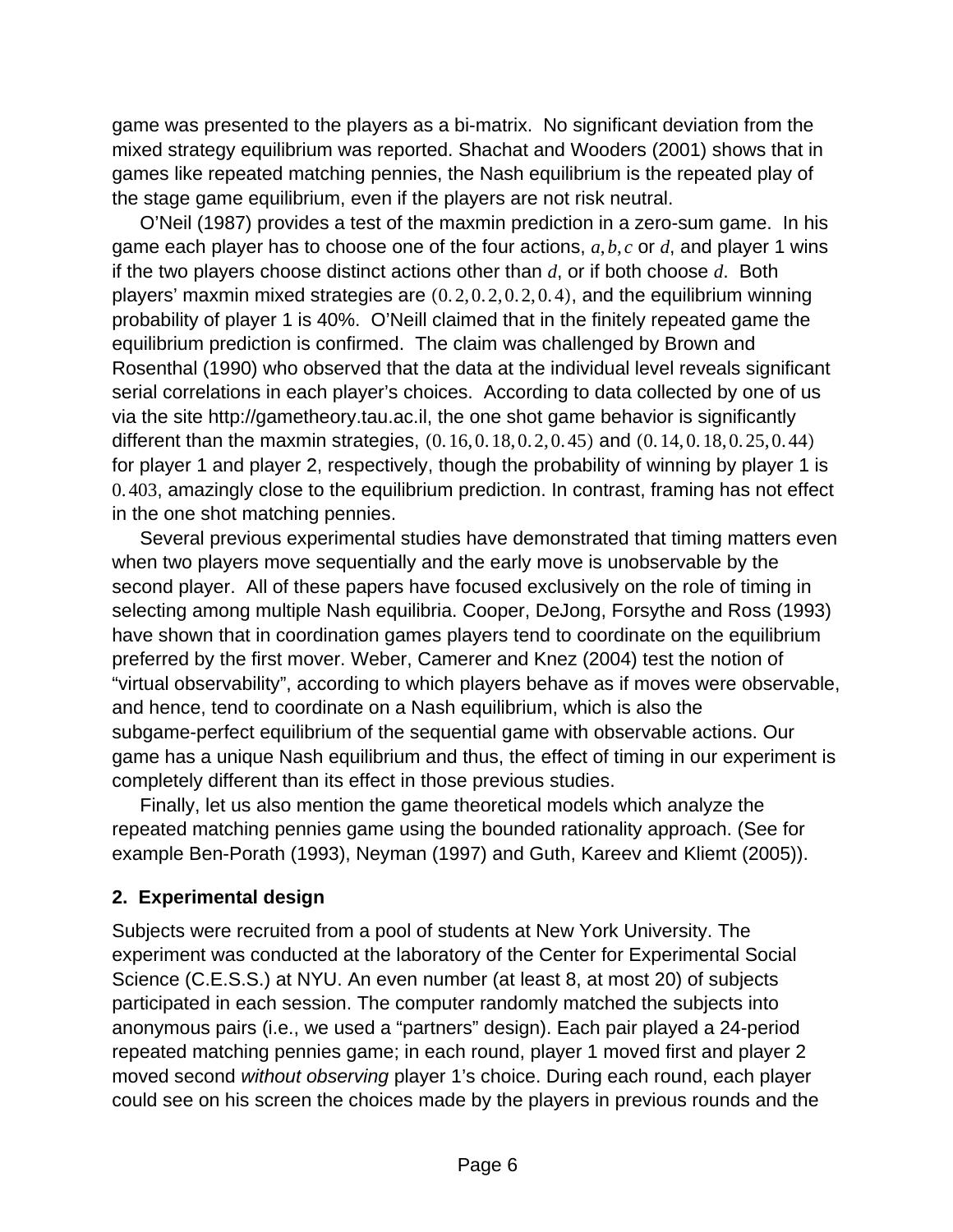game was presented to the players as a bi-matrix. No significant deviation from the mixed strategy equilibrium was reported. Shachat and Wooders (2001) shows that in games like repeated matching pennies, the Nash equilibrium is the repeated play of the stage game equilibrium, even if the players are not risk neutral.

O'Neil (1987) provides a test of the maxmin prediction in a zero-sum game. In his game each player has to choose one of the four actions, $a, b, c$ or $d$, and player 1 wins if the two players choose distinct actions other than $d$, or if both choose $d$. Both players' maxmin mixed strategies are $(0.2, 0.2, 0.2, 0.4)$, and the equilibrium winning probability of player 1 is 40%. O'Neill claimed that in the finitely repeated game the equilibrium prediction is confirmed. The claim was challenged by Brown and Rosenthal (1990) who observed that the data at the individual level reveals significant serial correlations in each player's choices. According to data collected by one of us via the site http://gametheory.tau.ac.il, the one shot game behavior is significantly different than the maxmin strategies, $(0.16, 0.18, 0.2, 0.45)$ and $(0.14, 0.18, 0.25, 0.44)$ for player 1 and player 2, respectively, though the probability of winning by player 1 is $0.403$, amazingly close to the equilibrium prediction. In contrast, framing has not effect in the one shot matching pennies.

Several previous experimental studies have demonstrated that timing matters even when two players move sequentially and the early move is unobservable by the second player. All of these papers have focused exclusively on the role of timing in selecting among multiple Nash equilibria. Cooper, DeJong, Forsythe and Ross (1993) have shown that in coordination games players tend to coordinate on the equilibrium preferred by the first mover. Weber, Camerer and Knez (2004) test the notion of "virtual observability", according to which players behave as if moves were observable, and hence, tend to coordinate on a Nash equilibrium, which is also the subgame-perfect equilibrium of the sequential game with observable actions. Our game has a unique Nash equilibrium and thus, the effect of timing in our experiment is completely different than its effect in those previous studies.

Finally, let us also mention the game theoretical models which analyze the repeated matching pennies game using the bounded rationality approach. (See for example Ben-Porath (1993), Neyman (1997) and Guth, Kareev and Kliemt (2005)).

## 2. Experimental design

Subjects were recruited from a pool of students at New York University. The experiment was conducted at the laboratory of the Center for Experimental Social Science (C.E.S.S.) at NYU. An even number (at least 8, at most 20) of subjects participated in each session. The computer randomly matched the subjects into anonymous pairs (i.e., we used a "partners" design). Each pair played a 24-period repeated matching pennies game; in each round, player 1 moved first and player 2 moved second *without observing* player 1's choice. During each round, each player could see on his screen the choices made by the players in previous rounds and the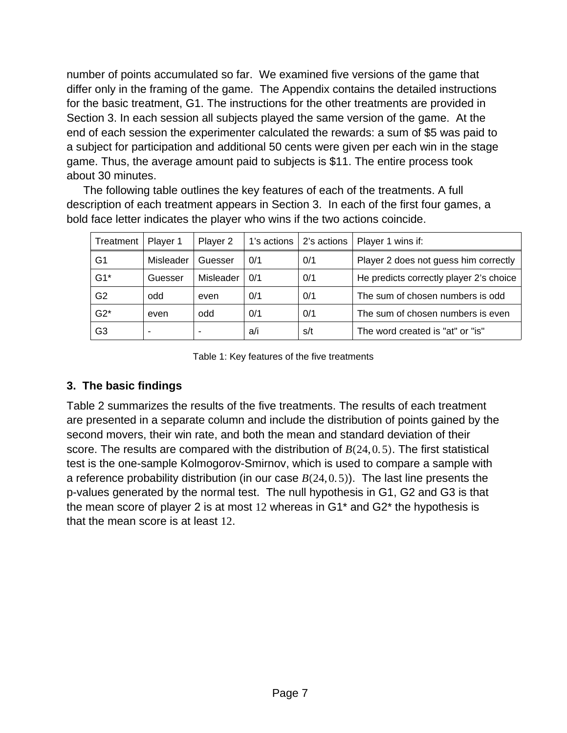number of points accumulated so far. We examined five versions of the game that differ only in the framing of the game. The Appendix contains the detailed instructions for the basic treatment, G1. The instructions for the other treatments are provided in Section 3. In each session all subjects played the same version of the game. At the end of each session the experimenter calculated the rewards: a sum of $5 was paid to a subject for participation and additional 50 cents were given per each win in the stage game. Thus, the average amount paid to subjects is $11. The entire process took about 30 minutes.

The following table outlines the key features of each of the treatments. A full description of each treatment appears in Section 3. In each of the first four games, a bold face letter indicates the player who wins if the two actions coincide.

| Treatment | Player 1 | Player 2 | 1's actions | 2's actions | Player 1 wins if: |
|---|---|---|---|---|---|
| G1 | Misleader | Guesser | 0/1 | 0/1 | Player 2 does not guess him correctly |
| G1* | Guesser | Misleader | 0/1 | 0/1 | He predicts correctly player 2's choice |
| G2 | odd | even | 0/1 | 0/1 | The sum of chosen numbers is odd |
| G2* | even | odd | 0/1 | 0/1 | The sum of chosen numbers is even |
| G3 | - | - | a/i | s/t | The word created is "at" or "is" |

Table 1: Key features of the five treatments

## 3. The basic findings

Table 2 summarizes the results of the five treatments. The results of each treatment are presented in a separate column and include the distribution of points gained by the second movers, their win rate, and both the mean and standard deviation of their score. The results are compared with the distribution of $B(24, 0.5)$. The first statistical test is the one-sample Kolmogorov-Smirnov, which is used to compare a sample with a reference probability distribution (in our case $B(24, 0.5)$). The last line presents the p-values generated by the normal test. The null hypothesis in G1, G2 and G3 is that the mean score of player 2 is at most $12$ whereas in G1* and G2* the hypothesis is that the mean score is at least $12$.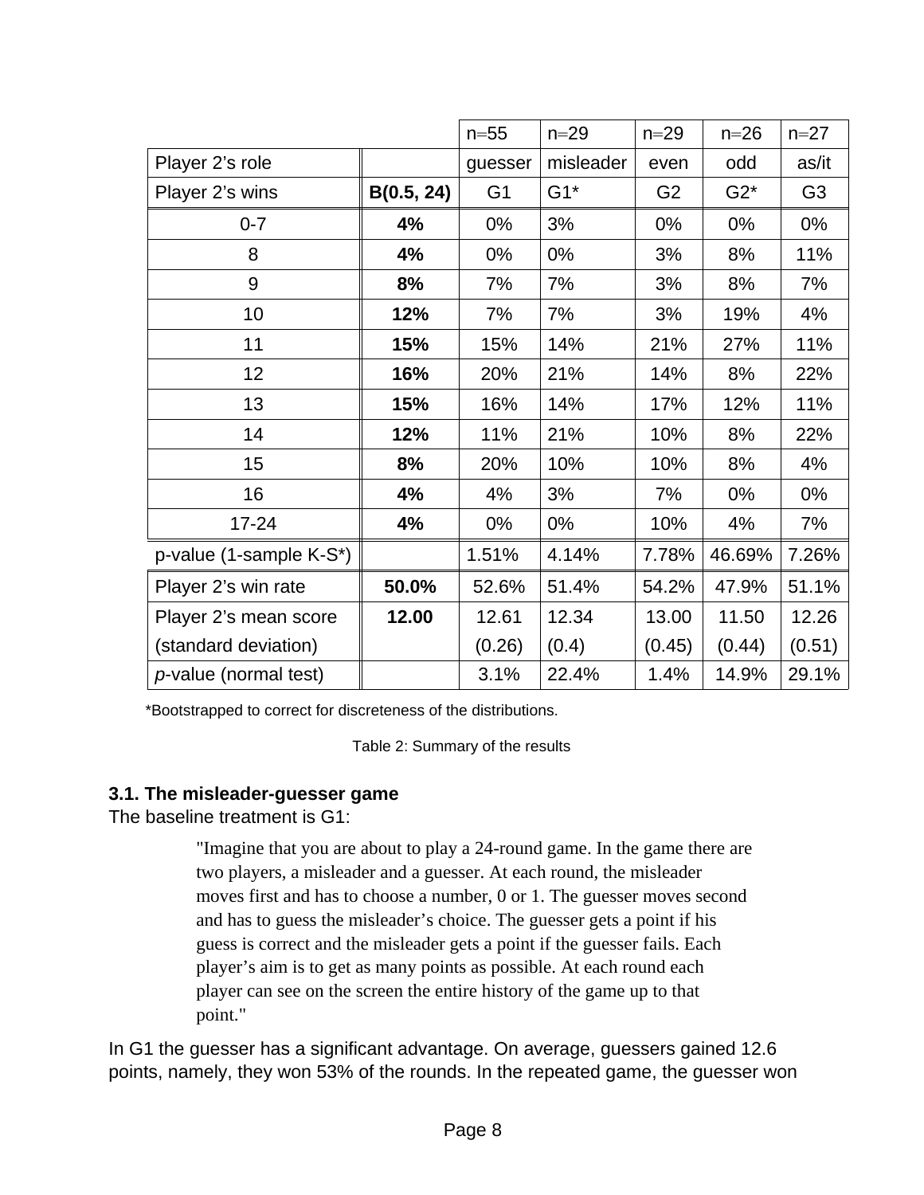| | | n=55 | n=29 | n=29 | n=26 | n=27 |
|---|---|---|---|---|---|---|
| Player 2's role | | guesser | misleader | even | odd | as/it |
| Player 2's wins | **B(0.5, 24)** | G1 | G1* | G2 | G2* | G3 |
| 0-7 | **4%** | 0% | 3% | 0% | 0% | 0% |
| 8 | **4%** | 0% | 0% | 3% | 8% | 11% |
| 9 | **8%** | 7% | 7% | 3% | 8% | 7% |
| 10 | **12%** | 7% | 7% | 3% | 19% | 4% |
| 11 | **15%** | 15% | 14% | 21% | 27% | 11% |
| 12 | **16%** | 20% | 21% | 14% | 8% | 22% |
| 13 | **15%** | 16% | 14% | 17% | 12% | 11% |
| 14 | **12%** | 11% | 21% | 10% | 8% | 22% |
| 15 | **8%** | 20% | 10% | 10% | 8% | 4% |
| 16 | **4%** | 4% | 3% | 7% | 0% | 0% |
| 17-24 | **4%** | 0% | 0% | 10% | 4% | 7% |
| p-value (1-sample K-S*) | | 1.51% | 4.14% | 7.78% | 46.69% | 7.26% |
| Player 2's win rate | **50.0%** | 52.6% | 51.4% | 54.2% | 47.9% | 51.1% |
| Player 2's mean score (standard deviation) | **12.00** | 12.61 (0.26) | 12.34 (0.4) | 13.00 (0.45) | 11.50 (0.44) | 12.26 (0.51) |
| *p*-value (normal test) | | 3.1% | 22.4% | 1.4% | 14.9% | 29.1% |

*Bootstrapped to correct for discreteness of the distributions.

Table 2: Summary of the results

### 3.1. The misleader-guesser game

The baseline treatment is G1:

> "Imagine that you are about to play a 24-round game. In the game there are two players, a misleader and a guesser. At each round, the misleader moves first and has to choose a number, 0 or 1. The guesser moves second and has to guess the misleader's choice. The guesser gets a point if his guess is correct and the misleader gets a point if the guesser fails. Each player's aim is to get as many points as possible. At each round each player can see on the screen the entire history of the game up to that point."

In G1 the guesser has a significant advantage. On average, guessers gained 12.6 points, namely, they won 53% of the rounds. In the repeated game, the guesser won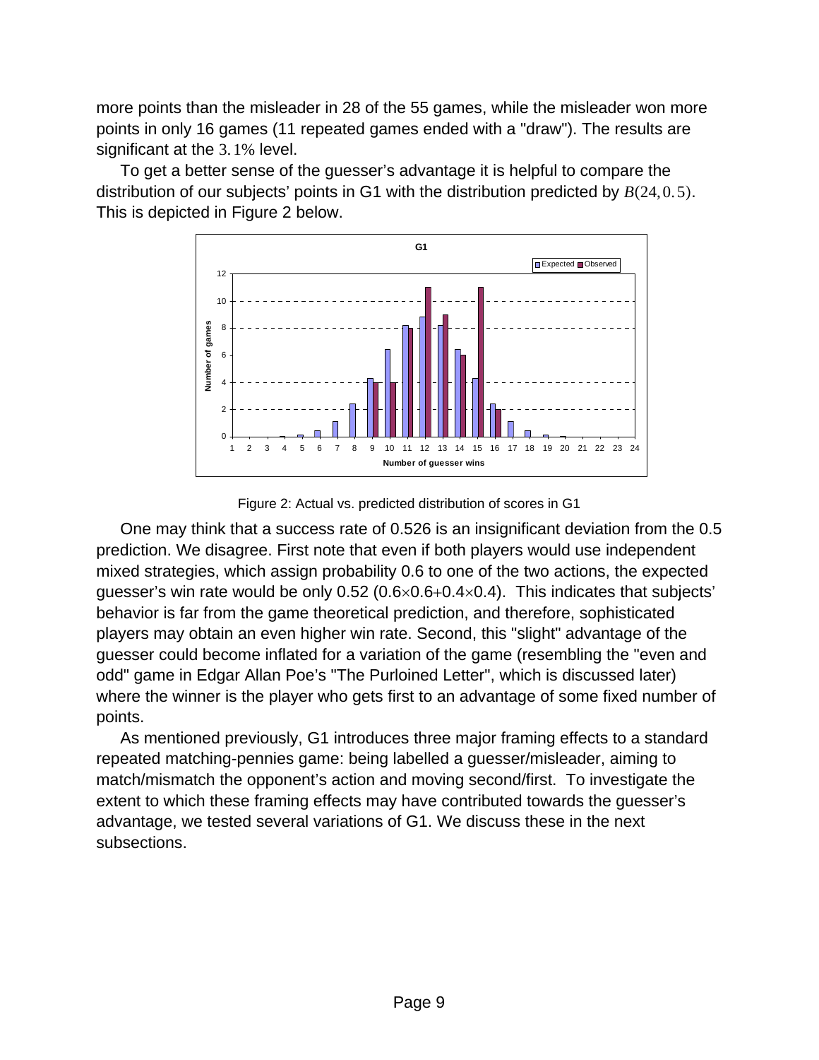more points than the misleader in 28 of the 55 games, while the misleader won more points in only 16 games (11 repeated games ended with a "draw"). The results are significant at the 3.1% level.

To get a better sense of the guesser's advantage it is helpful to compare the distribution of our subjects' points in G1 with the distribution predicted by $B(24, 0.5)$. This is depicted in Figure 2 below.

Figure 2: Actual vs. predicted distribution of scores in G1

One may think that a success rate of 0.526 is an insignificant deviation from the 0.5 prediction. We disagree. First note that even if both players would use independent mixed strategies, which assign probability 0.6 to one of the two actions, the expected guesser's win rate would be only 0.52 ($0.6\times0.6+0.4\times0.4$). This indicates that subjects' behavior is far from the game theoretical prediction, and therefore, sophisticated players may obtain an even higher win rate. Second, this "slight" advantage of the guesser could become inflated for a variation of the game (resembling the "even and odd" game in Edgar Allan Poe's "The Purloined Letter", which is discussed later) where the winner is the player who gets first to an advantage of some fixed number of points.

As mentioned previously, G1 introduces three major framing effects to a standard repeated matching-pennies game: being labelled a guesser/misleader, aiming to match/mismatch the opponent's action and moving second/first. To investigate the extent to which these framing effects may have contributed towards the guesser's advantage, we tested several variations of G1. We discuss these in the next subsections.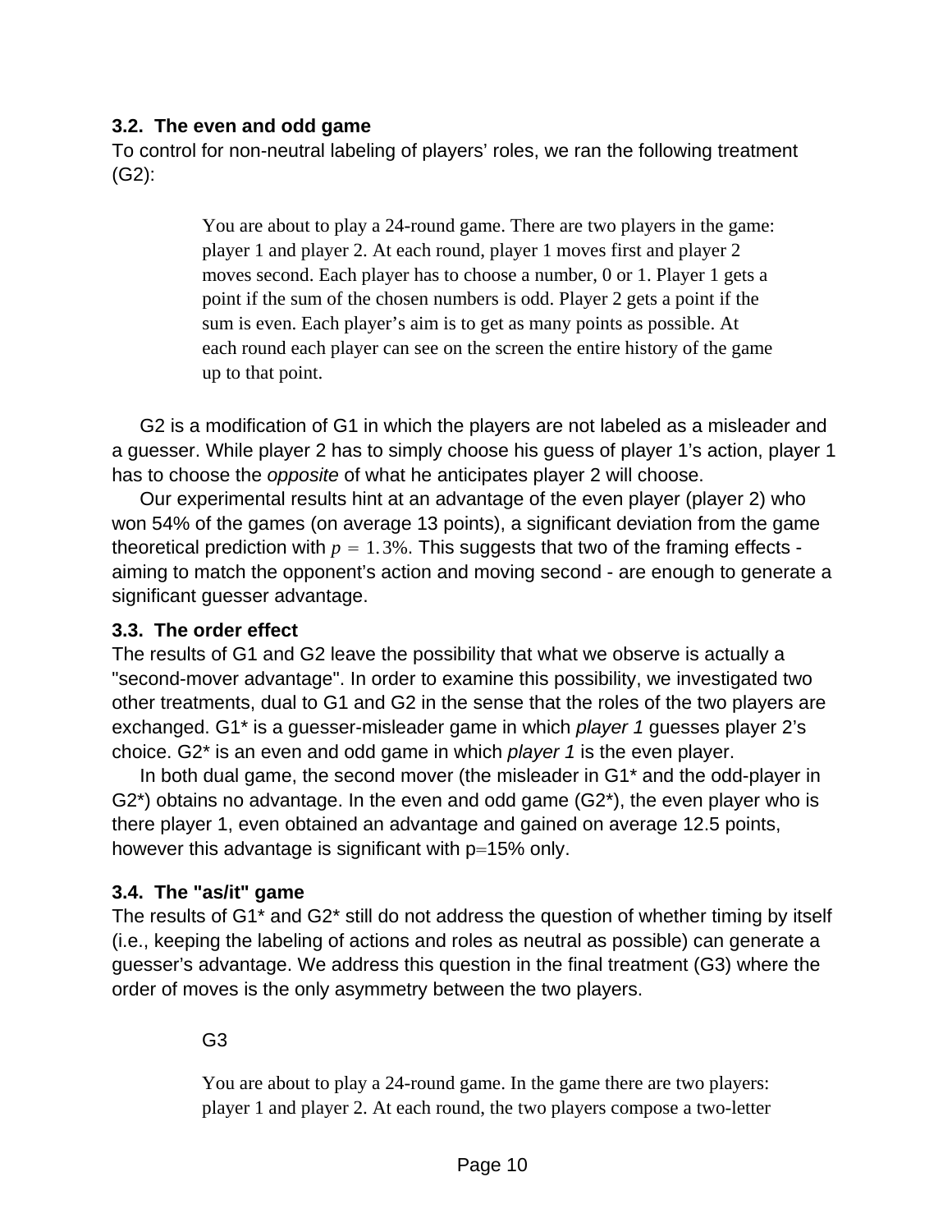### 3.2. The even and odd game

To control for non-neutral labeling of players' roles, we ran the following treatment (G2):

> You are about to play a 24-round game. There are two players in the game: player 1 and player 2. At each round, player 1 moves first and player 2 moves second. Each player has to choose a number, 0 or 1. Player 1 gets a point if the sum of the chosen numbers is odd. Player 2 gets a point if the sum is even. Each player's aim is to get as many points as possible. At each round each player can see on the screen the entire history of the game up to that point.

G2 is a modification of G1 in which the players are not labeled as a misleader and a guesser. While player 2 has to simply choose his guess of player 1's action, player 1 has to choose the *opposite* of what he anticipates player 2 will choose.

Our experimental results hint at an advantage of the even player (player 2) who won 54% of the games (on average 13 points), a significant deviation from the game theoretical prediction with $p = 1.3\%$. This suggests that two of the framing effects - aiming to match the opponent's action and moving second - are enough to generate a significant guesser advantage.

### 3.3. The order effect

The results of G1 and G2 leave the possibility that what we observe is actually a "second-mover advantage". In order to examine this possibility, we investigated two other treatments, dual to G1 and G2 in the sense that the roles of the two players are exchanged. G1* is a guesser-misleader game in which *player 1* guesses player 2's choice. G2* is an even and odd game in which *player 1* is the even player.

In both dual game, the second mover (the misleader in G1* and the odd-player in G2*) obtains no advantage. In the even and odd game (G2*), the even player who is there player 1, even obtained an advantage and gained on average 12.5 points, however this advantage is significant with p=15% only.

### 3.4. The "as/it" game

The results of G1* and G2* still do not address the question of whether timing by itself (i.e., keeping the labeling of actions and roles as neutral as possible) can generate a guesser's advantage. We address this question in the final treatment (G3) where the order of moves is the only asymmetry between the two players.

G3

> You are about to play a 24-round game. In the game there are two players: player 1 and player 2. At each round, the two players compose a two-letter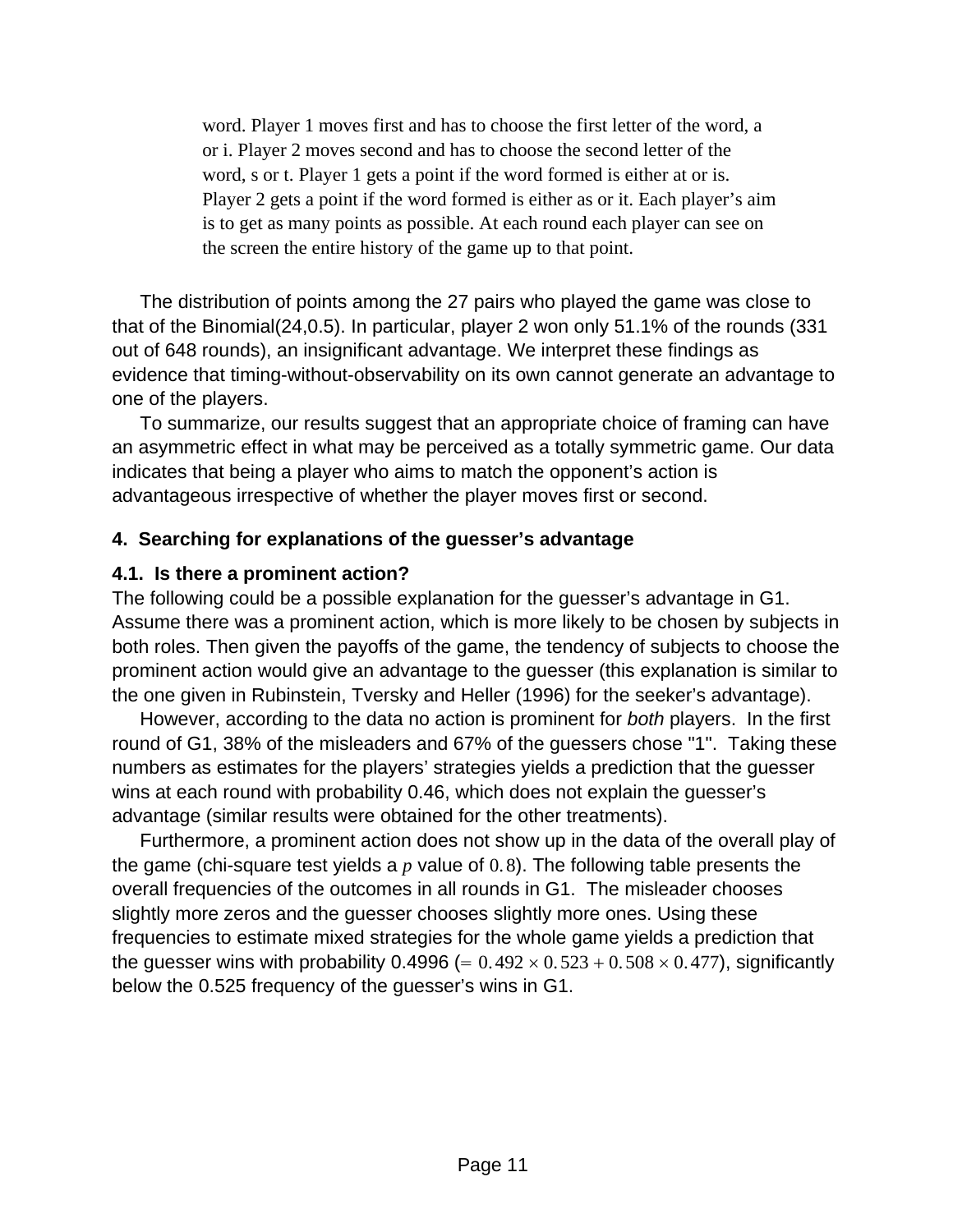> word. Player 1 moves first and has to choose the first letter of the word, a or i. Player 2 moves second and has to choose the second letter of the word, s or t. Player 1 gets a point if the word formed is either at or is. Player 2 gets a point if the word formed is either as or it. Each player's aim is to get as many points as possible. At each round each player can see on the screen the entire history of the game up to that point.

The distribution of points among the 27 pairs who played the game was close to that of the Binomial(24,0.5). In particular, player 2 won only 51.1% of the rounds (331 out of 648 rounds), an insignificant advantage. We interpret these findings as evidence that timing-without-observability on its own cannot generate an advantage to one of the players.

To summarize, our results suggest that an appropriate choice of framing can have an asymmetric effect in what may be perceived as a totally symmetric game. Our data indicates that being a player who aims to match the opponent's action is advantageous irrespective of whether the player moves first or second.

## 4. Searching for explanations of the guesser's advantage

### 4.1. Is there a prominent action?

The following could be a possible explanation for the guesser's advantage in G1. Assume there was a prominent action, which is more likely to be chosen by subjects in both roles. Then given the payoffs of the game, the tendency of subjects to choose the prominent action would give an advantage to the guesser (this explanation is similar to the one given in Rubinstein, Tversky and Heller (1996) for the seeker's advantage).

However, according to the data no action is prominent for *both* players. In the first round of G1, 38% of the misleaders and 67% of the guessers chose "1". Taking these numbers as estimates for the players' strategies yields a prediction that the guesser wins at each round with probability 0.46, which does not explain the guesser's advantage (similar results were obtained for the other treatments).

Furthermore, a prominent action does not show up in the data of the overall play of the game (chi-square test yields a $p$ value of $0.8$). The following table presents the overall frequencies of the outcomes in all rounds in G1. The misleader chooses slightly more zeros and the guesser chooses slightly more ones. Using these frequencies to estimate mixed strategies for the whole game yields a prediction that the guesser wins with probability 0.4996 ($= 0.492 \times 0.523 + 0.508 \times 0.477$), significantly below the 0.525 frequency of the guesser's wins in G1.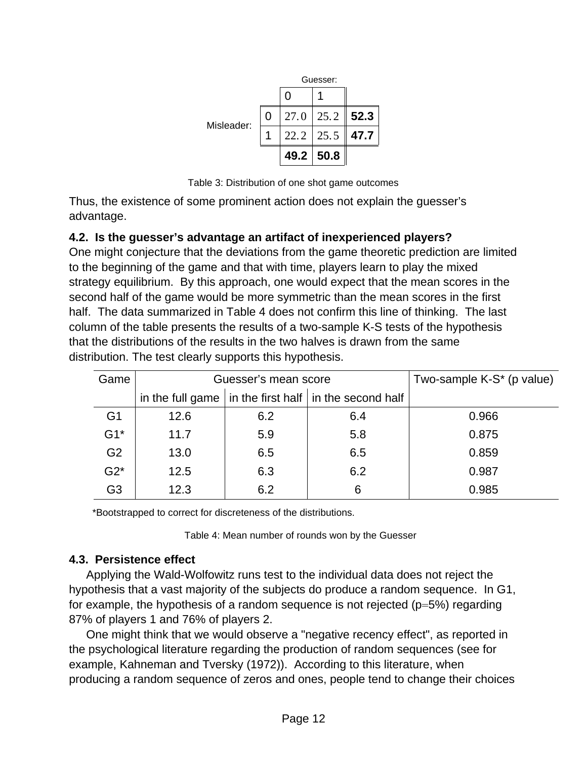|  |  | Guesser: 0 | Guesser: 1 |  |
|---|---|---|---|---|
| Misleader: | 0 | 27.0 | 25.2 | **52.3** |
|  | 1 | 22.2 | 25.5 | **47.7** |
|  |  | **49.2** | **50.8** |  |

Table 3: Distribution of one shot game outcomes

Thus, the existence of some prominent action does not explain the guesser's advantage.

### 4.2. Is the guesser's advantage an artifact of inexperienced players?

One might conjecture that the deviations from the game theoretic prediction are limited to the beginning of the game and that with time, players learn to play the mixed strategy equilibrium. By this approach, one would expect that the mean scores in the second half of the game would be more symmetric than the mean scores in the first half. The data summarized in Table 4 does not confirm this line of thinking. The last column of the table presents the results of a two-sample K-S tests of the hypothesis that the distributions of the results in the two halves is drawn from the same distribution. The test clearly supports this hypothesis.

| Game | Guesser's mean score | | | Two-sample K-S* (p value) |
|---|---|---|---|---|
| | in the full game | in the first half | in the second half | |
| G1 | 12.6 | 6.2 | 6.4 | 0.966 |
| G1* | 11.7 | 5.9 | 5.8 | 0.875 |
| G2 | 13.0 | 6.5 | 6.5 | 0.859 |
| G2* | 12.5 | 6.3 | 6.2 | 0.987 |
| G3 | 12.3 | 6.2 | 6 | 0.985 |

*Bootstrapped to correct for discreteness of the distributions.

Table 4: Mean number of rounds won by the Guesser

### 4.3. Persistence effect

Applying the Wald-Wolfowitz runs test to the individual data does not reject the hypothesis that a vast majority of the subjects do produce a random sequence. In G1, for example, the hypothesis of a random sequence is not rejected ($p=5\%$) regarding 87% of players 1 and 76% of players 2.

One might think that we would observe a "negative recency effect", as reported in the psychological literature regarding the production of random sequences (see for example, Kahneman and Tversky (1972)). According to this literature, when producing a random sequence of zeros and ones, people tend to change their choices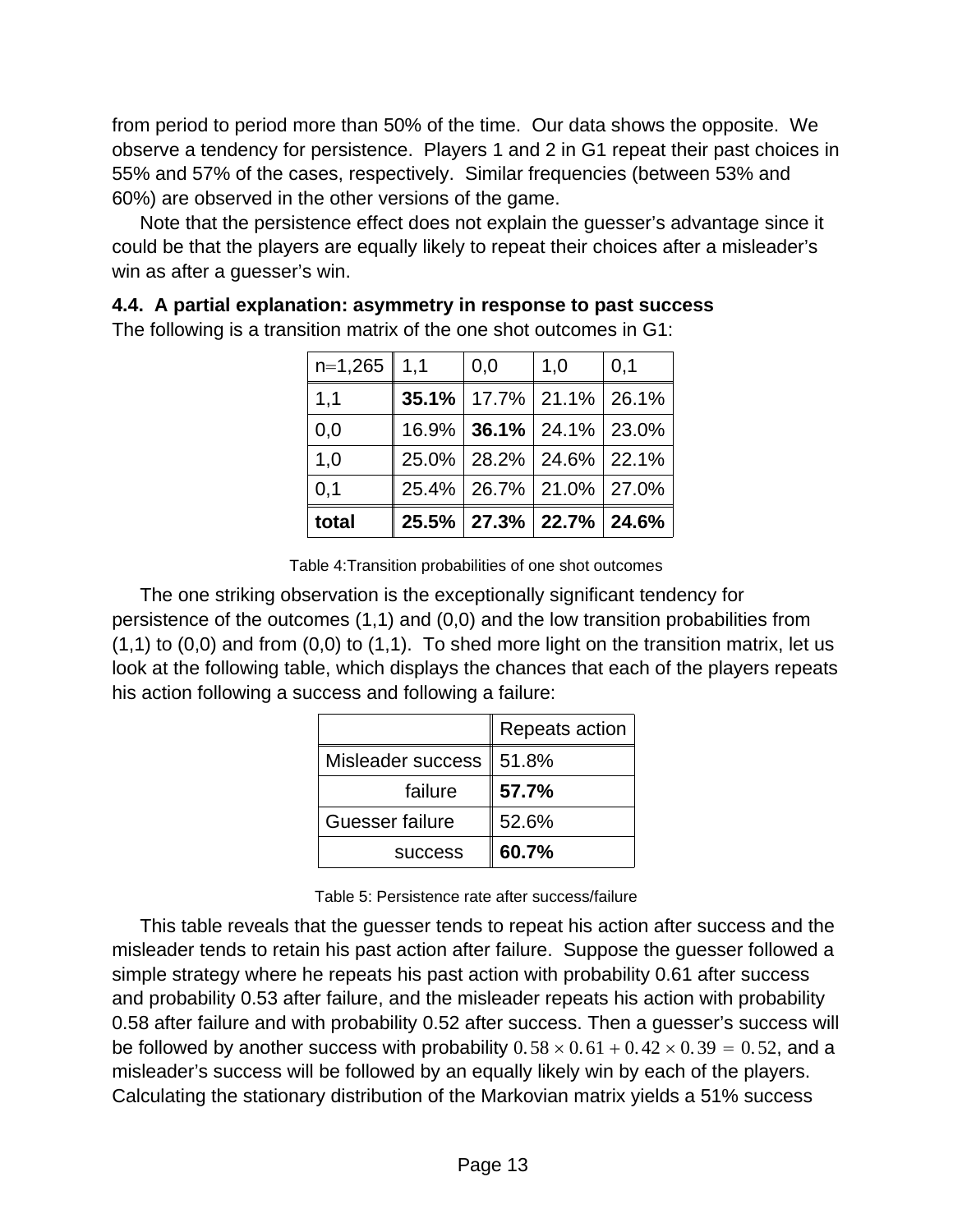from period to period more than 50% of the time. Our data shows the opposite. We observe a tendency for persistence. Players 1 and 2 in G1 repeat their past choices in 55% and 57% of the cases, respectively. Similar frequencies (between 53% and 60%) are observed in the other versions of the game.

Note that the persistence effect does not explain the guesser's advantage since it could be that the players are equally likely to repeat their choices after a misleader's win as after a guesser's win.

### 4.4. A partial explanation: asymmetry in response to past success

The following is a transition matrix of the one shot outcomes in G1:

| n=1,265 | 1,1 | 0,0 | 1,0 | 0,1 |
|---|---|---|---|---|
| 1,1 | **35.1%** | 17.7% | 21.1% | 26.1% |
| 0,0 | 16.9% | **36.1%** | 24.1% | 23.0% |
| 1,0 | 25.0% | 28.2% | 24.6% | 22.1% |
| 0,1 | 25.4% | 26.7% | 21.0% | 27.0% |
| **total** | **25.5%** | **27.3%** | **22.7%** | **24.6%** |

Table 4:Transition probabilities of one shot outcomes

The one striking observation is the exceptionally significant tendency for persistence of the outcomes (1,1) and (0,0) and the low transition probabilities from (1,1) to (0,0) and from (0,0) to (1,1). To shed more light on the transition matrix, let us look at the following table, which displays the chances that each of the players repeats his action following a success and following a failure:

| | Repeats action |
|---|---|
| Misleader success | 51.8% |
| failure | **57.7%** |
| Guesser failure | 52.6% |
| success | **60.7%** |

Table 5: Persistence rate after success/failure

This table reveals that the guesser tends to repeat his action after success and the misleader tends to retain his past action after failure. Suppose the guesser followed a simple strategy where he repeats his past action with probability 0.61 after success and probability 0.53 after failure, and the misleader repeats his action with probability 0.58 after failure and with probability 0.52 after success. Then a guesser's success will be followed by another success with probability $0.58 \times 0.61 + 0.42 \times 0.39 = 0.52$, and a misleader's success will be followed by an equally likely win by each of the players. Calculating the stationary distribution of the Markovian matrix yields a 51% success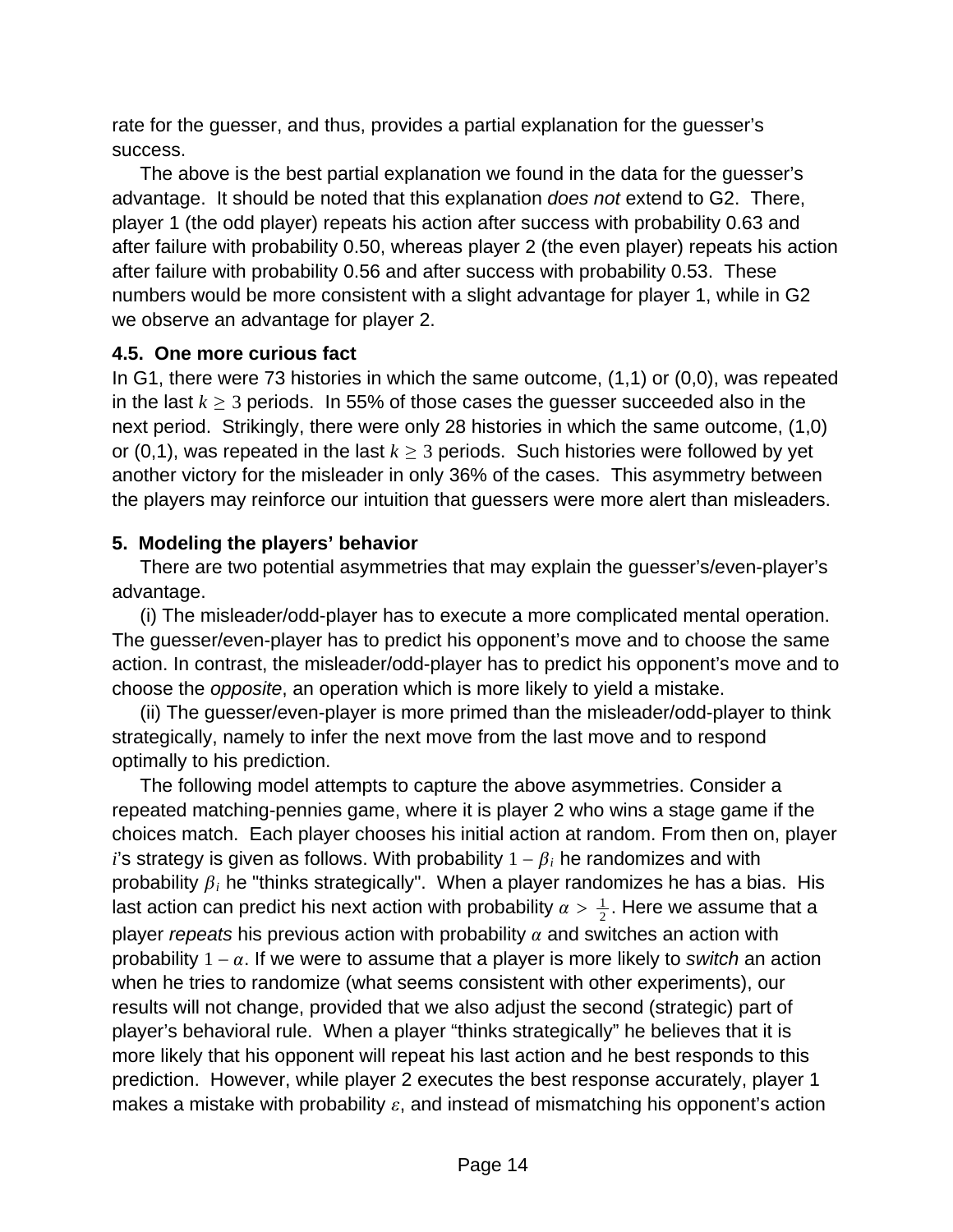rate for the guesser, and thus, provides a partial explanation for the guesser's success.

The above is the best partial explanation we found in the data for the guesser's advantage. It should be noted that this explanation *does not* extend to G2. There, player 1 (the odd player) repeats his action after success with probability 0.63 and after failure with probability 0.50, whereas player 2 (the even player) repeats his action after failure with probability 0.56 and after success with probability 0.53. These numbers would be more consistent with a slight advantage for player 1, while in G2 we observe an advantage for player 2.

### 4.5. One more curious fact

In G1, there were 73 histories in which the same outcome, (1,1) or (0,0), was repeated in the last $k \geq 3$ periods. In 55% of those cases the guesser succeeded also in the next period. Strikingly, there were only 28 histories in which the same outcome, (1,0) or (0,1), was repeated in the last $k \geq 3$ periods. Such histories were followed by yet another victory for the misleader in only 36% of the cases. This asymmetry between the players may reinforce our intuition that guessers were more alert than misleaders.

## 5. Modeling the players' behavior

There are two potential asymmetries that may explain the guesser's/even-player's advantage.

(i) The misleader/odd-player has to execute a more complicated mental operation. The guesser/even-player has to predict his opponent's move and to choose the same action. In contrast, the misleader/odd-player has to predict his opponent's move and to choose the *opposite*, an operation which is more likely to yield a mistake.

(ii) The guesser/even-player is more primed than the misleader/odd-player to think strategically, namely to infer the next move from the last move and to respond optimally to his prediction.

The following model attempts to capture the above asymmetries. Consider a repeated matching-pennies game, where it is player 2 who wins a stage game if the choices match. Each player chooses his initial action at random. From then on, player $i$'s strategy is given as follows. With probability $1 - \beta_i$ he randomizes and with probability $\beta_i$ he "thinks strategically". When a player randomizes he has a bias. His last action can predict his next action with probability $\alpha > \frac{1}{2}$. Here we assume that a player *repeats* his previous action with probability $\alpha$ and switches an action with probability $1 - \alpha$. If we were to assume that a player is more likely to *switch* an action when he tries to randomize (what seems consistent with other experiments), our results will not change, provided that we also adjust the second (strategic) part of player's behavioral rule. When a player "thinks strategically" he believes that it is more likely that his opponent will repeat his last action and he best responds to this prediction. However, while player 2 executes the best response accurately, player 1 makes a mistake with probability $\varepsilon$, and instead of mismatching his opponent's action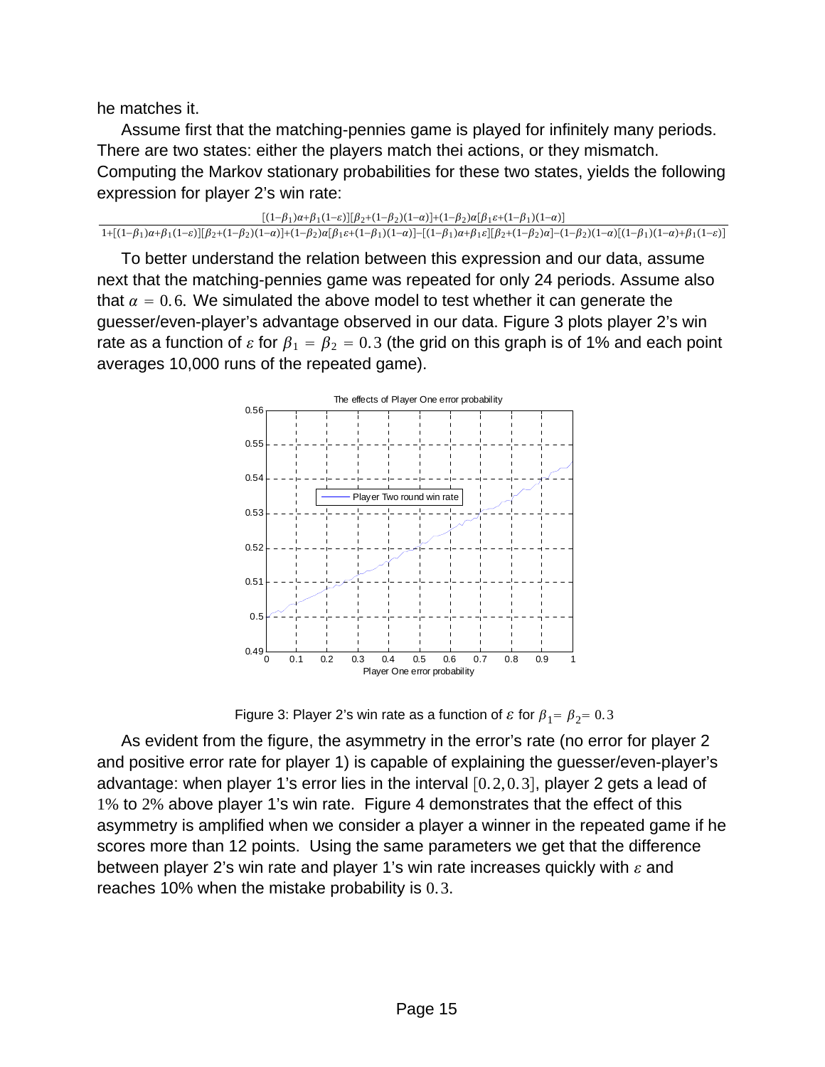he matches it.

Assume first that the matching-pennies game is played for infinitely many periods. There are two states: either the players match thei actions, or they mismatch. Computing the Markov stationary probabilities for these two states, yields the following expression for player 2's win rate:

$$\frac{[(1-\beta_1)\alpha+\beta_1(1-\varepsilon)][\beta_2+(1-\beta_2)(1-\alpha)]+(1-\beta_2)\alpha[\beta_1\varepsilon+(1-\beta_1)(1-\alpha)]}{1+[(1-\beta_1)\alpha+\beta_1(1-\varepsilon)][\beta_2+(1-\beta_2)(1-\alpha)]+(1-\beta_2)\alpha[\beta_1\varepsilon+(1-\beta_1)(1-\alpha)]-[(1-\beta_1)\alpha+\beta_1\varepsilon][\beta_2+(1-\beta_2)\alpha]-(1-\beta_2)(1-\alpha)[(1-\beta_1)(1-\alpha)+\beta_1(1-\varepsilon)]}$$

To better understand the relation between this expression and our data, assume next that the matching-pennies game was repeated for only 24 periods. Assume also that $\alpha = 0.6$. We simulated the above model to test whether it can generate the guesser/even-player's advantage observed in our data. Figure 3 plots player 2's win rate as a function of $\varepsilon$ for $\beta_1 = \beta_2 = 0.3$ (the grid on this graph is of 1% and each point averages 10,000 runs of the repeated game).

Figure 3: Player 2's win rate as a function of $\varepsilon$ for $\beta_1 = \beta_2 = 0.3$

As evident from the figure, the asymmetry in the error's rate (no error for player 2 and positive error rate for player 1) is capable of explaining the guesser/even-player's advantage: when player 1's error lies in the interval $[0.2, 0.3]$, player 2 gets a lead of $1\%$ to $2\%$ above player 1's win rate. Figure 4 demonstrates that the effect of this asymmetry is amplified when we consider a player a winner in the repeated game if he scores more than 12 points. Using the same parameters we get that the difference between player 2's win rate and player 1's win rate increases quickly with $\varepsilon$ and reaches 10% when the mistake probability is $0.3$.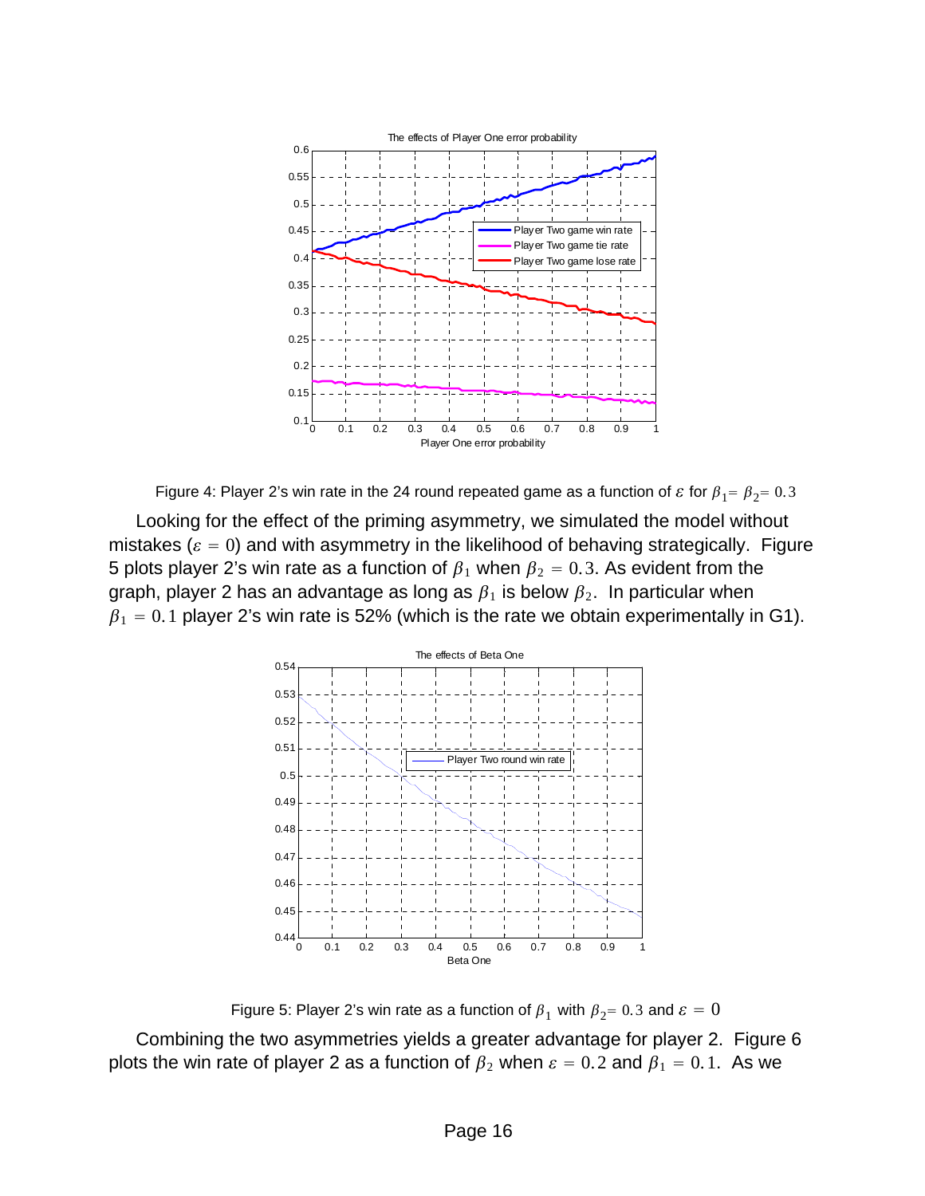Figure 4: Player 2's win rate in the 24 round repeated game as a function of $\varepsilon$ for $\beta_1 = \beta_2 = 0.3$

Looking for the effect of the priming asymmetry, we simulated the model without mistakes ($\varepsilon = 0$) and with asymmetry in the likelihood of behaving strategically. Figure 5 plots player 2's win rate as a function of $\beta_1$ when $\beta_2 = 0.3$. As evident from the graph, player 2 has an advantage as long as $\beta_1$ is below $\beta_2$. In particular when $\beta_1 = 0.1$ player 2's win rate is 52% (which is the rate we obtain experimentally in G1).

Figure 5: Player 2's win rate as a function of $\beta_1$ with $\beta_2 = 0.3$ and $\varepsilon = 0$

Combining the two asymmetries yields a greater advantage for player 2. Figure 6 plots the win rate of player 2 as a function of $\beta_2$ when $\varepsilon = 0.2$ and $\beta_1 = 0.1$. As we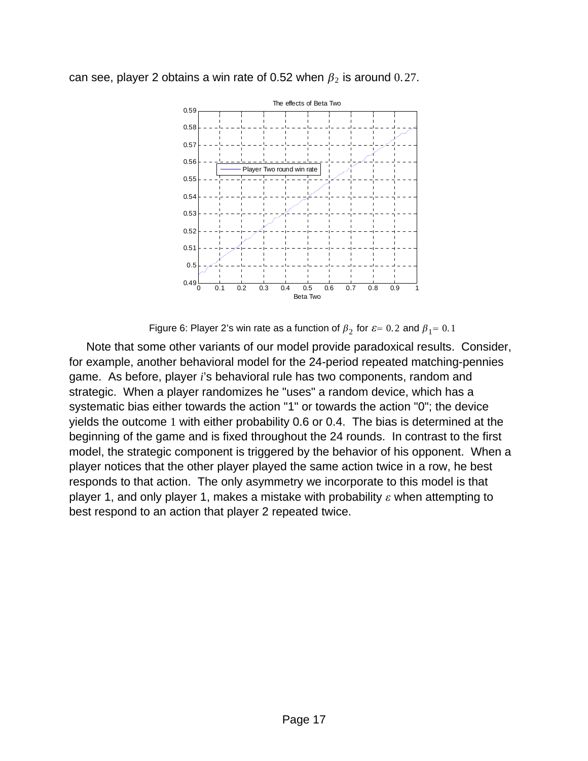can see, player 2 obtains a win rate of 0.52 when $\beta_2$ is around $0.27$.

Figure 6: Player 2's win rate as a function of $\beta_2$ for $\varepsilon = 0.2$ and $\beta_1 = 0.1$

Note that some other variants of our model provide paradoxical results. Consider, for example, another behavioral model for the 24-period repeated matching-pennies game. As before, player $i$'s behavioral rule has two components, random and strategic. When a player randomizes he "uses" a random device, which has a systematic bias either towards the action "1" or towards the action "0"; the device yields the outcome $1$ with either probability 0.6 or 0.4. The bias is determined at the beginning of the game and is fixed throughout the 24 rounds. In contrast to the first model, the strategic component is triggered by the behavior of his opponent. When a player notices that the other player played the same action twice in a row, he best responds to that action. The only asymmetry we incorporate to this model is that player 1, and only player 1, makes a mistake with probability $\varepsilon$ when attempting to best respond to an action that player 2 repeated twice.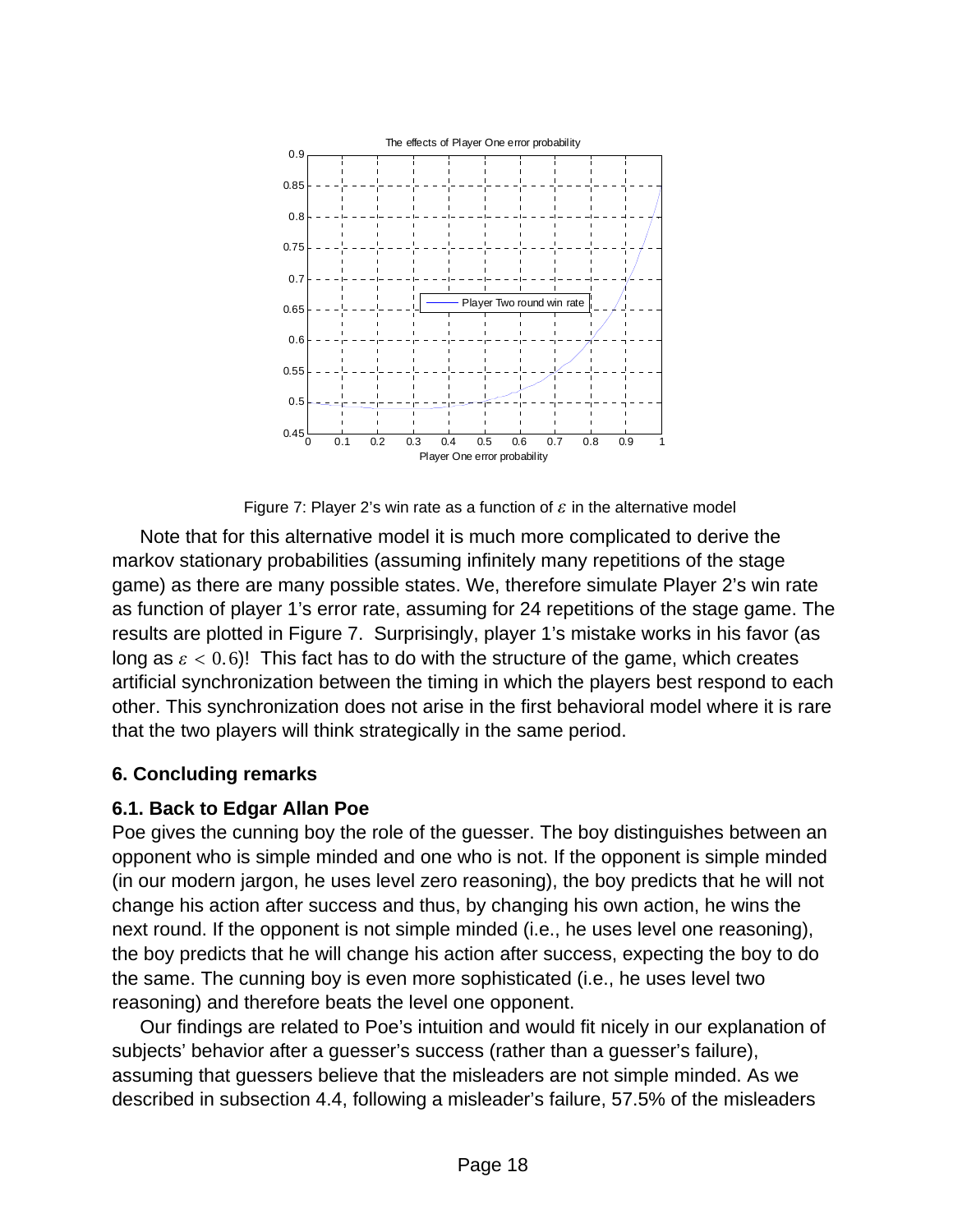Figure 7: Player 2's win rate as a function of $\varepsilon$ in the alternative model

Note that for this alternative model it is much more complicated to derive the markov stationary probabilities (assuming infinitely many repetitions of the stage game) as there are many possible states. We, therefore simulate Player 2's win rate as function of player 1's error rate, assuming for 24 repetitions of the stage game. The results are plotted in Figure 7. Surprisingly, player 1's mistake works in his favor (as long as $\varepsilon < 0.6$)! This fact has to do with the structure of the game, which creates artificial synchronization between the timing in which the players best respond to each other. This synchronization does not arise in the first behavioral model where it is rare that the two players will think strategically in the same period.

## 6. Concluding remarks

### 6.1. Back to Edgar Allan Poe

Poe gives the cunning boy the role of the guesser. The boy distinguishes between an opponent who is simple minded and one who is not. If the opponent is simple minded (in our modern jargon, he uses level zero reasoning), the boy predicts that he will not change his action after success and thus, by changing his own action, he wins the next round. If the opponent is not simple minded (i.e., he uses level one reasoning), the boy predicts that he will change his action after success, expecting the boy to do the same. The cunning boy is even more sophisticated (i.e., he uses level two reasoning) and therefore beats the level one opponent.

Our findings are related to Poe's intuition and would fit nicely in our explanation of subjects' behavior after a guesser's success (rather than a guesser's failure), assuming that guessers believe that the misleaders are not simple minded. As we described in subsection 4.4, following a misleader's failure, 57.5% of the misleaders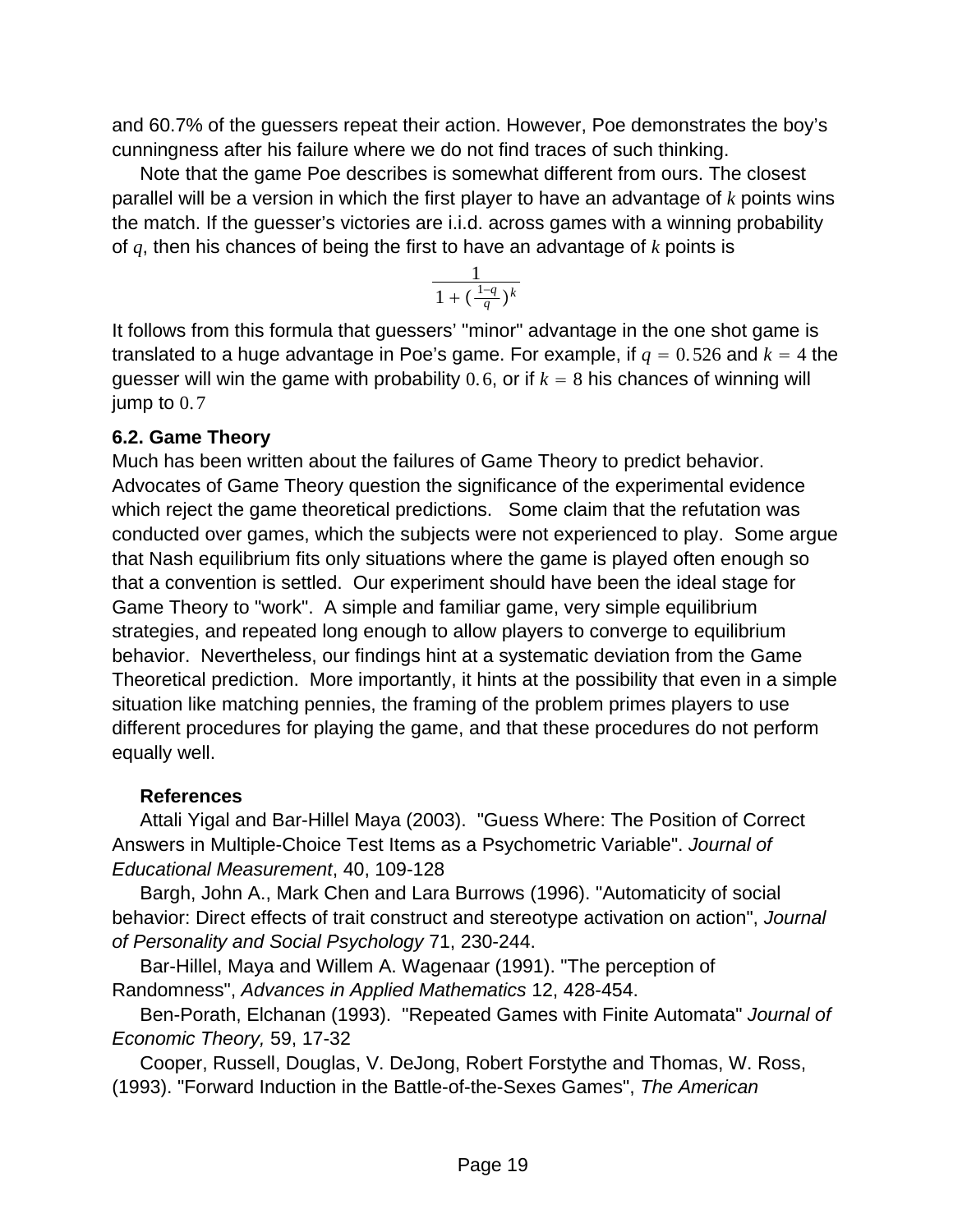and 60.7% of the guessers repeat their action. However, Poe demonstrates the boy's cunningness after his failure where we do not find traces of such thinking.

Note that the game Poe describes is somewhat different from ours. The closest parallel will be a version in which the first player to have an advantage of $k$ points wins the match. If the guesser's victories are i.i.d. across games with a winning probability of $q$, then his chances of being the first to have an advantage of $k$ points is

$$\frac{1}{1+(\frac{1-q}{q})^k}$$

It follows from this formula that guessers' "minor" advantage in the one shot game is translated to a huge advantage in Poe's game. For example, if $q = 0.526$ and $k = 4$ the guesser will win the game with probability $0.6$, or if $k = 8$ his chances of winning will jump to $0.7$

**6.2. Game Theory**

Much has been written about the failures of Game Theory to predict behavior. Advocates of Game Theory question the significance of the experimental evidence which reject the game theoretical predictions. Some claim that the refutation was conducted over games, which the subjects were not experienced to play. Some argue that Nash equilibrium fits only situations where the game is played often enough so that a convention is settled. Our experiment should have been the ideal stage for Game Theory to "work". A simple and familiar game, very simple equilibrium strategies, and repeated long enough to allow players to converge to equilibrium behavior. Nevertheless, our findings hint at a systematic deviation from the Game Theoretical prediction. More importantly, it hints at the possibility that even in a simple situation like matching pennies, the framing of the problem primes players to use different procedures for playing the game, and that these procedures do not perform equally well.

**References**

Attali Yigal and Bar-Hillel Maya (2003). "Guess Where: The Position of Correct Answers in Multiple-Choice Test Items as a Psychometric Variable". *Journal of Educational Measurement*, 40, 109-128

Bargh, John A., Mark Chen and Lara Burrows (1996). "Automaticity of social behavior: Direct effects of trait construct and stereotype activation on action", *Journal of Personality and Social Psychology* 71, 230-244.

Bar-Hillel, Maya and Willem A. Wagenaar (1991). "The perception of Randomness", *Advances in Applied Mathematics* 12, 428-454.

Ben-Porath, Elchanan (1993). "Repeated Games with Finite Automata" *Journal of Economic Theory,* 59, 17-32

Cooper, Russell, Douglas, V. DeJong, Robert Forstythe and Thomas, W. Ross, (1993). "Forward Induction in the Battle-of-the-Sexes Games", *The American*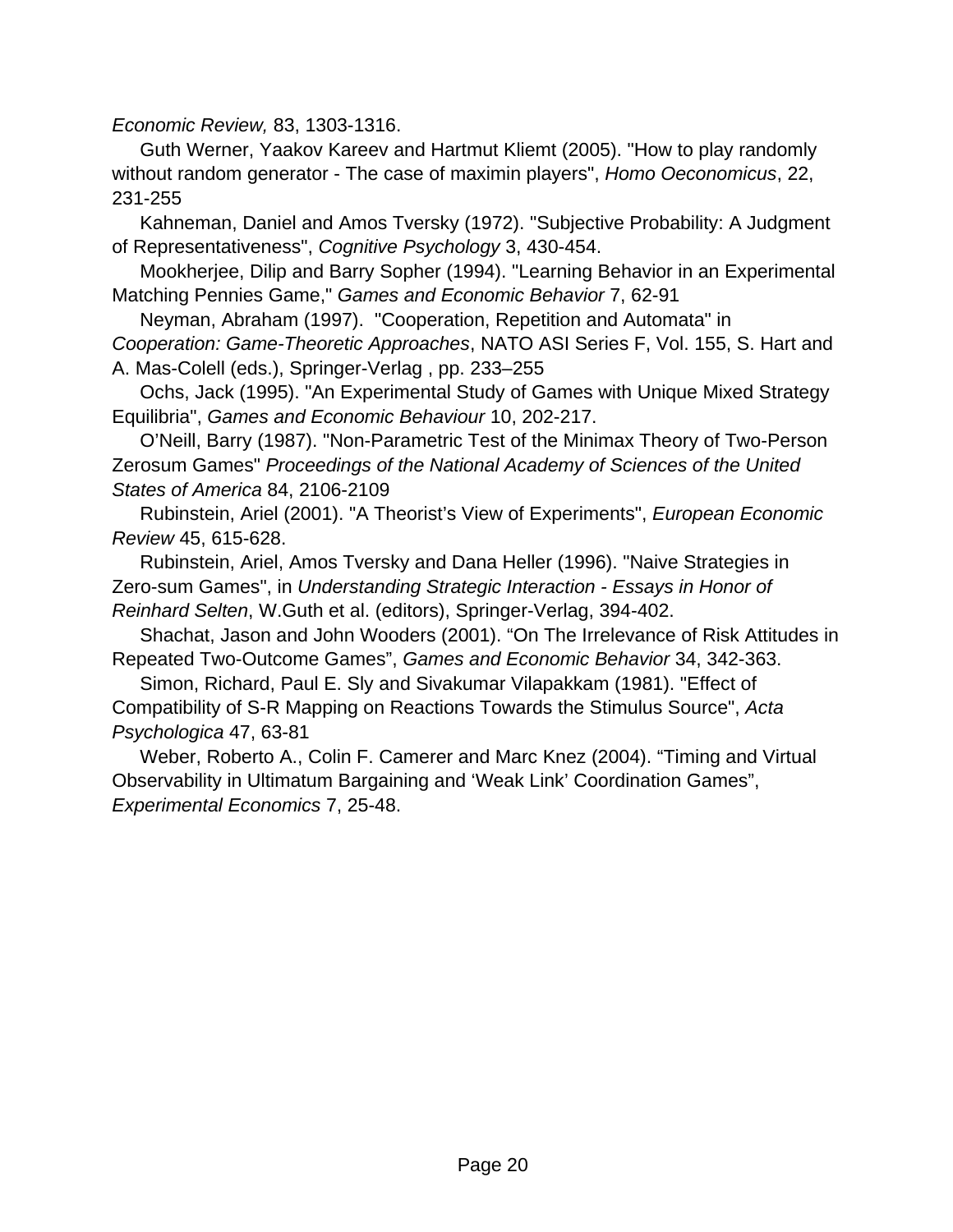*Economic Review,* 83, 1303-1316.

Guth Werner, Yaakov Kareev and Hartmut Kliemt (2005). "How to play randomly without random generator - The case of maximin players", *Homo Oeconomicus*, 22, 231-255

Kahneman, Daniel and Amos Tversky (1972). "Subjective Probability: A Judgment of Representativeness", *Cognitive Psychology* 3, 430-454.

Mookherjee, Dilip and Barry Sopher (1994). "Learning Behavior in an Experimental Matching Pennies Game," *Games and Economic Behavior* 7, 62-91

Neyman, Abraham (1997). "Cooperation, Repetition and Automata" in *Cooperation: Game-Theoretic Approaches*, NATO ASI Series F, Vol. 155, S. Hart and A. Mas-Colell (eds.), Springer-Verlag , pp. 233–255

Ochs, Jack (1995). "An Experimental Study of Games with Unique Mixed Strategy Equilibria", *Games and Economic Behaviour* 10, 202-217.

O'Neill, Barry (1987). "Non-Parametric Test of the Minimax Theory of Two-Person Zerosum Games" *Proceedings of the National Academy of Sciences of the United States of America* 84, 2106-2109

Rubinstein, Ariel (2001). "A Theorist's View of Experiments", *European Economic Review* 45, 615-628.

Rubinstein, Ariel, Amos Tversky and Dana Heller (1996). "Naive Strategies in Zero-sum Games", in *Understanding Strategic Interaction - Essays in Honor of Reinhard Selten*, W.Guth et al. (editors), Springer-Verlag, 394-402.

Shachat, Jason and John Wooders (2001). "On The Irrelevance of Risk Attitudes in Repeated Two-Outcome Games", *Games and Economic Behavior* 34, 342-363.

Simon, Richard, Paul E. Sly and Sivakumar Vilapakkam (1981). "Effect of Compatibility of S-R Mapping on Reactions Towards the Stimulus Source", *Acta Psychologica* 47, 63-81

Weber, Roberto A., Colin F. Camerer and Marc Knez (2004). "Timing and Virtual Observability in Ultimatum Bargaining and 'Weak Link' Coordination Games", *Experimental Economics* 7, 25-48.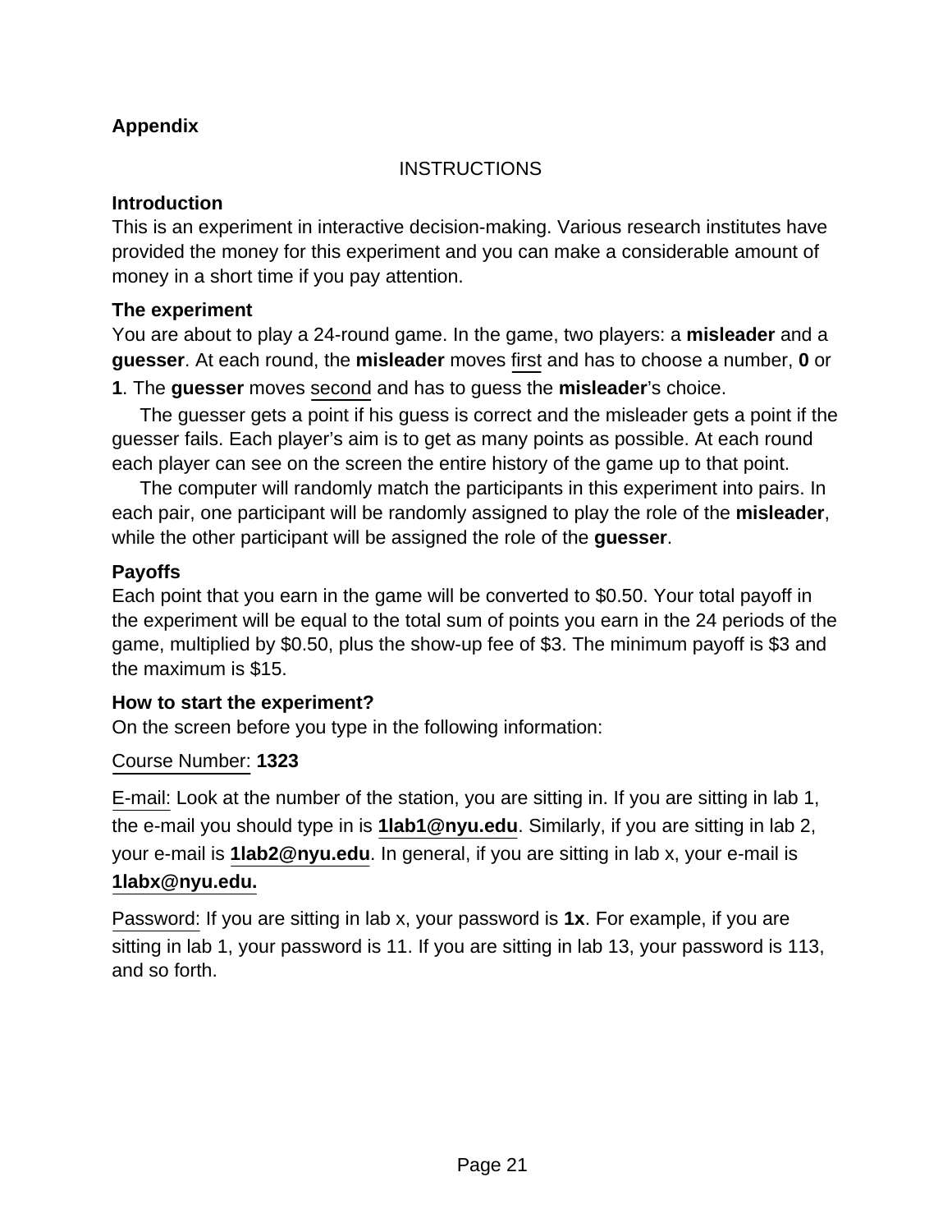## Appendix

INSTRUCTIONS

### Introduction

This is an experiment in interactive decision-making. Various research institutes have provided the money for this experiment and you can make a considerable amount of money in a short time if you pay attention.

### The experiment

You are about to play a 24-round game. In the game, two players: a **misleader** and a **guesser**. At each round, the **misleader** moves first and has to choose a number, **0** or **1**. The **guesser** moves second and has to guess the **misleader**'s choice.

The guesser gets a point if his guess is correct and the misleader gets a point if the guesser fails. Each player's aim is to get as many points as possible. At each round each player can see on the screen the entire history of the game up to that point.

The computer will randomly match the participants in this experiment into pairs. In each pair, one participant will be randomly assigned to play the role of the **misleader**, while the other participant will be assigned the role of the **guesser**.

### Payoffs

Each point that you earn in the game will be converted to \$0.50. Your total payoff in the experiment will be equal to the total sum of points you earn in the 24 periods of the game, multiplied by \$0.50, plus the show-up fee of \$3. The minimum payoff is \$3 and the maximum is \$15.

### How to start the experiment?

On the screen before you type in the following information:

Course Number: **1323**

E-mail: Look at the number of the station, you are sitting in. If you are sitting in lab 1, the e-mail you should type in is **1lab1@nyu.edu**. Similarly, if you are sitting in lab 2, your e-mail is **1lab2@nyu.edu**. In general, if you are sitting in lab x, your e-mail is **1labx@nyu.edu.**

Password: If you are sitting in lab x, your password is **1x**. For example, if you are sitting in lab 1, your password is 11. If you are sitting in lab 13, your password is 113, and so forth.